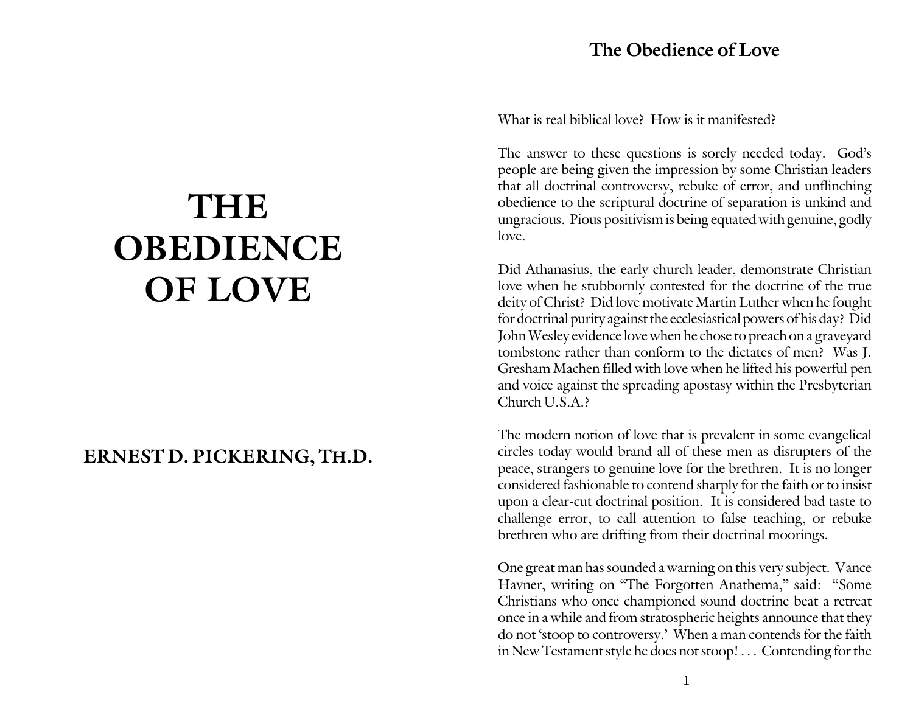# THE OBEDIENCE OF LOVE

**ERNEST D. PICKERING, TH.D.**

## The Obedience of Love

What is real biblical love? How is it manifested?

The answer to these questions is sorely needed today. God's people are being given the impression by some Christian leaders that all doctrinal controversy, rebuke of error, and unflinching obedience to the scriptural doctrine of separation is unkind and ungracious. Pious positivism is being equated with genuine, godly love.

Did Athanasius, the early church leader, demonstrate Christian love when he stubbornly contested for the doctrine of the true deity of Christ? Did love motivate Martin Luther when he fought for doctrinal purity against the ecclesiastical powers of his day? Did John Wesley evidence love when he chose to preach on a graveyard tombstone rather than conform to the dictates of men? Was J. Gresham Machen filled with love when he lifted his powerful pen and voice against the spreading apostasy within the Presbyterian Church U.S.A.?

The modern notion of love that is prevalent in some evangelical circles today would brand all of these men as disrupters of the peace, strangers to genuine love for the brethren. It is no longer considered fashionable to contend sharply for the faith or to insist upon a clear-cut doctrinal position. It is considered bad taste to challenge error, to call attention to false teaching, or rebuke brethren who are drifting from their doctrinal moorings.

One great man has sounded a warning on this very subject. Vance Havner, writing on "The Forgotten Anathema," said: "Some Christians who once championed sound doctrine beat a retreat once in a while and from stratospheric heights announce that they do not 'stoop to controversy.' When a man contends for the faith in New Testament style he does not stoop! . . . Contending for the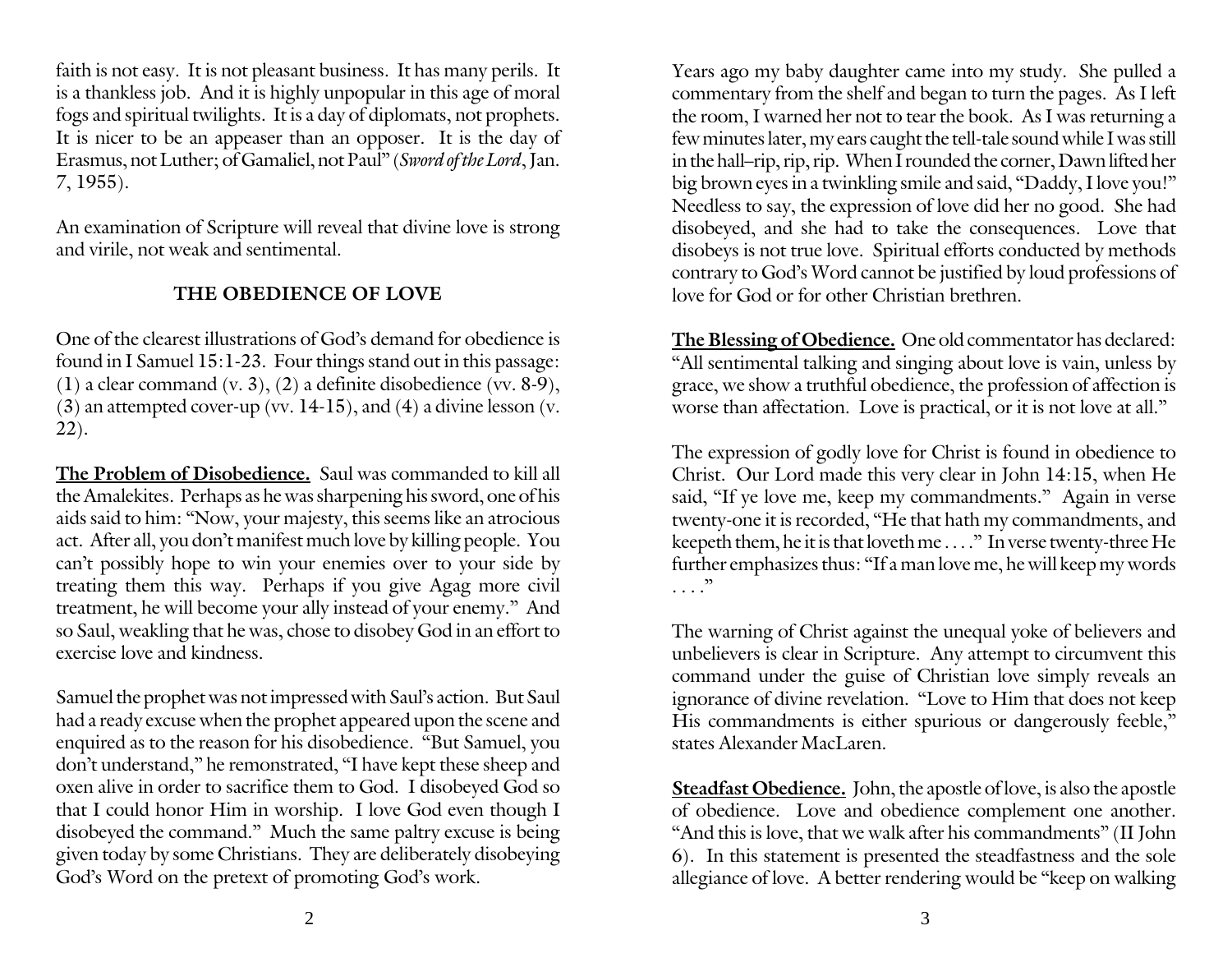faith is not easy. It is not pleasant business. It has many perils. It is a thankless job. And it is highly unpopular in this age of moral fogs and spiritual twilights. It is a day of diplomats, not prophets. It is nicer to be an appeaser than an opposer. It is the day of Erasmus, not Luther; of Gamaliel, not Paul" (*Sword of the Lord*, Jan. 7, 1955).

An examination of Scripture will reveal that divine love is strong and virile, not weak and sentimental.

## THE OBEDIENCE OF LOVE

One of the clearest illustrations of God's demand for obedience is found in I Samuel 15:1-23. Four things stand out in this passage: (1) a clear command (v. 3), (2) a definite disobedience (vv. 8-9), (3) an attempted cover-up (vv. 14-15), and (4) a divine lesson (v. 22).

**The Problem of Disobedience.** Saul was commanded to kill all the Amalekites. Perhaps as he was sharpening his sword, one of his aids said to him: "Now, your majesty, this seems like an atrocious act. After all, you don't manifest much love by killing people. You can't possibly hope to win your enemies over to your side by treating them this way. Perhaps if you give Agag more civil treatment, he will become your ally instead of your enemy." And so Saul, weakling that he was, chose to disobey God in an effort to exercise love and kindness.

Samuel the prophet was not impressed with Saul's action. But Saul had a ready excuse when the prophet appeared upon the scene and enquired as to the reason for his disobedience. "But Samuel, you don't understand," he remonstrated, "I have kept these sheep and oxen alive in order to sacrifice them to God. I disobeyed God so that I could honor Him in worship. I love God even though I disobeyed the command." Much the same paltry excuse is being given today by some Christians. They are deliberately disobeying God's Word on the pretext of promoting God's work.

Years ago my baby daughter came into my study. She pulled a commentary from the shelf and began to turn the pages. As I left the room, I warned her not to tear the book. As I was returning a few minutes later, my ears caught the tell-tale sound while I was still in the hall–rip, rip, rip. When I rounded the corner, Dawn lifted her big brown eyes in a twinkling smile and said, "Daddy, I love you!" Needless to say, the expression of love did her no good. She had disobeyed, and she had to take the consequences. Love that disobeys is not true love. Spiritual efforts conducted by methods contrary to God's Word cannot be justified by loud professions of love for God or for other Christian brethren.

**The Blessing of Obedience.** One old commentator has declared: "All sentimental talking and singing about love is vain, unless by grace, we show a truthful obedience, the profession of affection is worse than affectation. Love is practical, or it is not love at all."

The expression of godly love for Christ is found in obedience to Christ. Our Lord made this very clear in John 14:15, when He said, "If ye love me, keep my commandments." Again in verse twenty-one it is recorded, "He that hath my commandments, and keepeth them, he it is that loveth me . . . ." In verse twenty-three He further emphasizes thus: "If a man love me, he will keep my words . . . ."

The warning of Christ against the unequal yoke of believers and unbelievers is clear in Scripture. Any attempt to circumvent this command under the guise of Christian love simply reveals an ignorance of divine revelation. "Love to Him that does not keep His commandments is either spurious or dangerously feeble," states Alexander MacLaren.

**Steadfast Obedience.** John, the apostle of love, is also the apostle of obedience. Love and obedience complement one another. "And this is love, that we walk after his commandments" (II John 6). In this statement is presented the steadfastness and the sole allegiance of love. A better rendering would be "keep on walking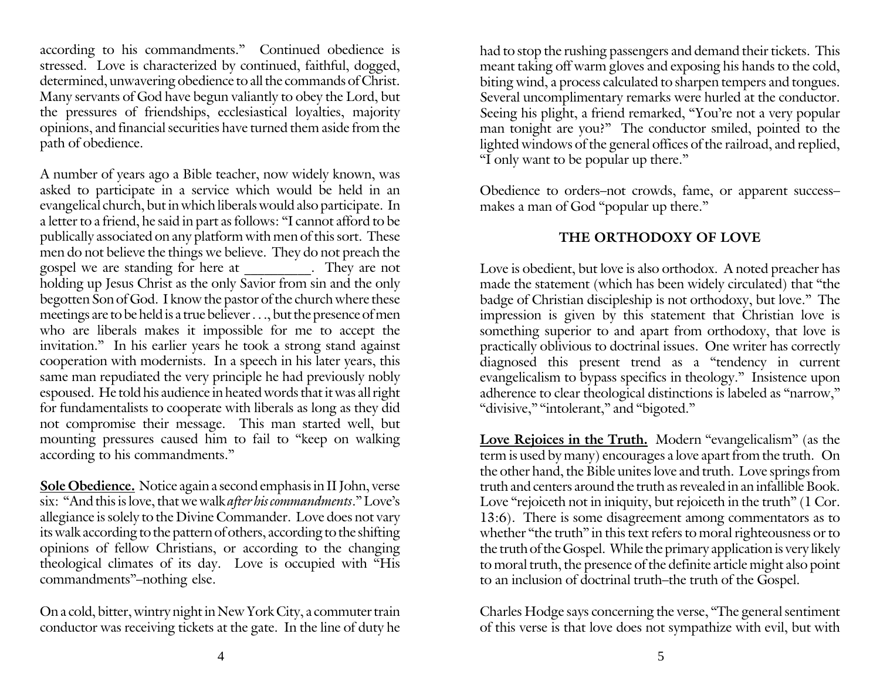according to his commandments." Continued obedience is stressed. Love is characterized by continued, faithful, dogged, determined, unwavering obedience to all the commands of Christ. Many servants of God have begun valiantly to obey the Lord, but the pressures of friendships, ecclesiastical loyalties, majority opinions, and financial securities have turned them aside from the path of obedience.

A number of years ago a Bible teacher, now widely known, was asked to participate in a service which would be held in an evangelical church, but in which liberals would also participate. In a letter to a friend, he said in part as follows: "I cannot afford to be publically associated on any platform with men of this sort. These men do not believe the things we believe. They do not preach the gospel we are standing for here at _________. They are not holding up Jesus Christ as the only Savior from sin and the only begotten Son of God. I know the pastor of the church where these meetings are to be held is a true believer . . ., but the presence of men who are liberals makes it impossible for me to accept the invitation." In his earlier years he took a strong stand against cooperation with modernists. In a speech in his later years, this same man repudiated the very principle he had previously nobly espoused. He told his audience in heated words that it was all right for fundamentalists to cooperate with liberals as long as they did not compromise their message. This man started well, but mounting pressures caused him to fail to "keep on walking according to his commandments."

**Sole Obedience.** Notice again a second emphasis in II John, verse six: "And this is love, that we walk *after his commandments*." Love's allegiance is solely to the Divine Commander. Love does not vary its walk according to the pattern of others, according to the shifting opinions of fellow Christians, or according to the changing theological climates of its day. Love is occupied with "His commandments"–nothing else.

On a cold, bitter, wintry night in New York City, a commuter train conductor was receiving tickets at the gate. In the line of duty he had to stop the rushing passengers and demand their tickets. This meant taking off warm gloves and exposing his hands to the cold, biting wind, a process calculated to sharpen tempers and tongues. Several uncomplimentary remarks were hurled at the conductor. Seeing his plight, a friend remarked, "You're not a very popular man tonight are you?" The conductor smiled, pointed to the lighted windows of the general offices of the railroad, and replied, "I only want to be popular up there."

Obedience to orders–not crowds, fame, or apparent success–makes a man of God "popular up there."

## THE ORTHODOXY OF LOVE

Love is obedient, but love is also orthodox. A noted preacher has made the statement (which has been widely circulated) that "the badge of Christian discipleship is not orthodoxy, but love." The impression is given by this statement that Christian love is something superior to and apart from orthodoxy, that love is practically oblivious to doctrinal issues. One writer has correctly diagnosed this present trend as a "tendency in current evangelicalism to bypass specifics in theology." Insistence upon adherence to clear theological distinctions is labeled as "narrow," "divisive," "intolerant," and "bigoted."

**Love Rejoices in the Truth.** Modern "evangelicalism" (as the term is used by many) encourages a love apart from the truth. On the other hand, the Bible unites love and truth. Love springs from truth and centers around the truth as revealed in an infallible Book. Love "rejoiceth not in iniquity, but rejoiceth in the truth" (1 Cor. 13:6). There is some disagreement among commentators as to whether "the truth" in this text refers to moral righteousness or to the truth of the Gospel. While the primary application is very likely to moral truth, the presence of the definite article might also point to an inclusion of doctrinal truth–the truth of the Gospel.

Charles Hodge says concerning the verse, "The general sentiment of this verse is that love does not sympathize with evil, but with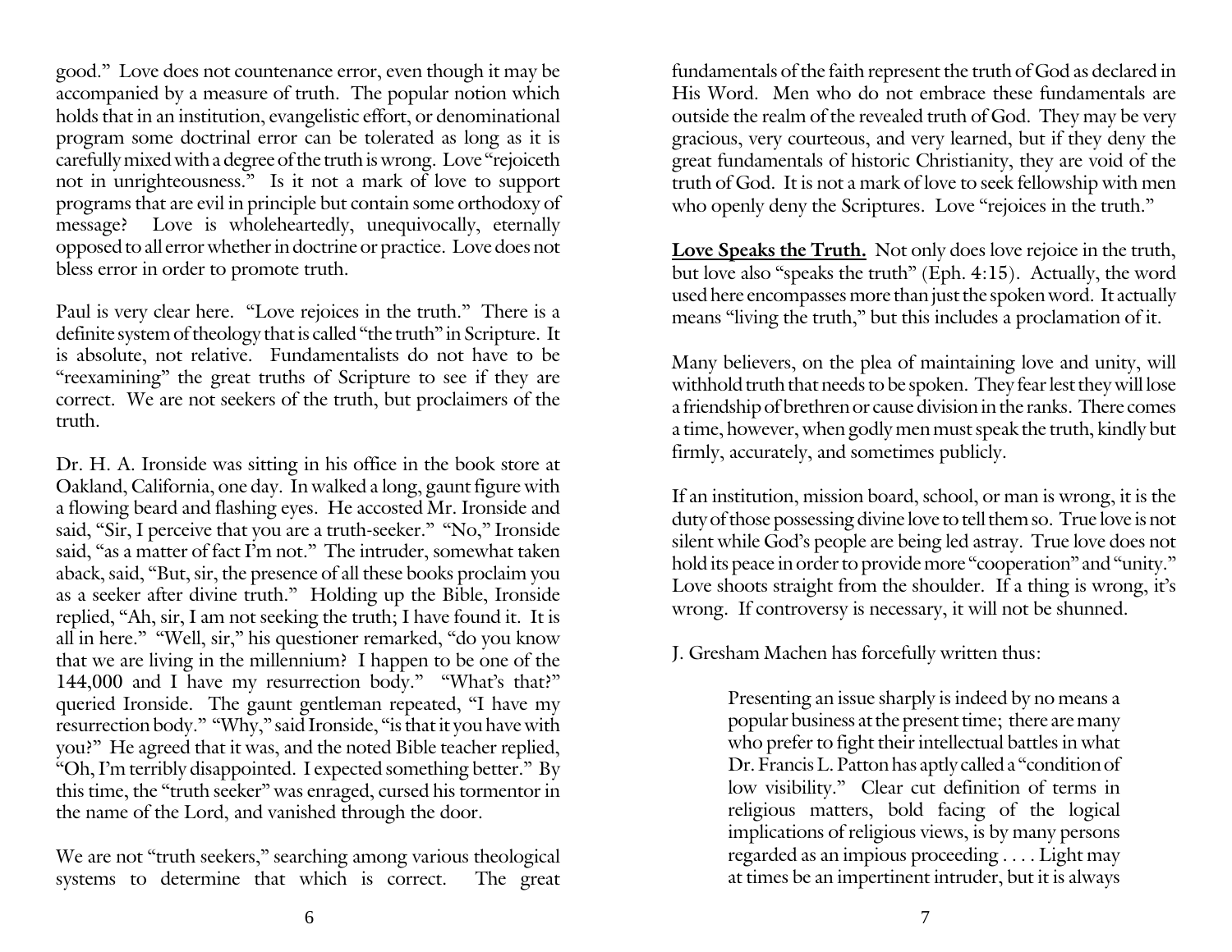good." Love does not countenance error, even though it may be accompanied by a measure of truth. The popular notion which holds that in an institution, evangelistic effort, or denominational program some doctrinal error can be tolerated as long as it is carefully mixed with a degree of the truth is wrong. Love "rejoiceth not in unrighteousness." Is it not a mark of love to support programs that are evil in principle but contain some orthodoxy of message? Love is wholeheartedly, unequivocally, eternally opposed to all error whether in doctrine or practice. Love does not bless error in order to promote truth.

Paul is very clear here. "Love rejoices in the truth." There is a definite system of theology that is called "the truth" in Scripture. It is absolute, not relative. Fundamentalists do not have to be "reexamining" the great truths of Scripture to see if they are correct. We are not seekers of the truth, but proclaimers of the truth.

Dr. H. A. Ironside was sitting in his office in the book store at Oakland, California, one day. In walked a long, gaunt figure with a flowing beard and flashing eyes. He accosted Mr. Ironside and said, "Sir, I perceive that you are a truth-seeker." "No," Ironside said, "as a matter of fact I'm not." The intruder, somewhat taken aback, said, "But, sir, the presence of all these books proclaim you as a seeker after divine truth." Holding up the Bible, Ironside replied, "Ah, sir, I am not seeking the truth; I have found it. It is all in here." "Well, sir," his questioner remarked, "do you know that we are living in the millennium? I happen to be one of the 144,000 and I have my resurrection body." "What's that?" queried Ironside. The gaunt gentleman repeated, "I have my resurrection body." "Why," said Ironside, "is that it you have with you?" He agreed that it was, and the noted Bible teacher replied, "Oh, I'm terribly disappointed. I expected something better." By this time, the "truth seeker" was enraged, cursed his tormentor in the name of the Lord, and vanished through the door.

We are not "truth seekers," searching among various theological systems to determine that which is correct. The great fundamentals of the faith represent the truth of God as declared in His Word. Men who do not embrace these fundamentals are outside the realm of the revealed truth of God. They may be very gracious, very courteous, and very learned, but if they deny the great fundamentals of historic Christianity, they are void of the truth of God. It is not a mark of love to seek fellowship with men who openly deny the Scriptures. Love "rejoices in the truth."

**Love Speaks the Truth.** Not only does love rejoice in the truth, but love also "speaks the truth" (Eph. 4:15). Actually, the word used here encompasses more than just the spoken word. It actually means "living the truth," but this includes a proclamation of it.

Many believers, on the plea of maintaining love and unity, will withhold truth that needs to be spoken. They fear lest they will lose a friendship of brethren or cause division in the ranks. There comes a time, however, when godly men must speak the truth, kindly but firmly, accurately, and sometimes publicly.

If an institution, mission board, school, or man is wrong, it is the duty of those possessing divine love to tell them so. True love is not silent while God's people are being led astray. True love does not hold its peace in order to provide more "cooperation" and "unity." Love shoots straight from the shoulder. If a thing is wrong, it's wrong. If controversy is necessary, it will not be shunned.

J. Gresham Machen has forcefully written thus:

> Presenting an issue sharply is indeed by no means a popular business at the present time; there are many who prefer to fight their intellectual battles in what Dr. Francis L. Patton has aptly called a "condition of low visibility." Clear cut definition of terms in religious matters, bold facing of the logical implications of religious views, is by many persons regarded as an impious proceeding . . . . Light may at times be an impertinent intruder, but it is always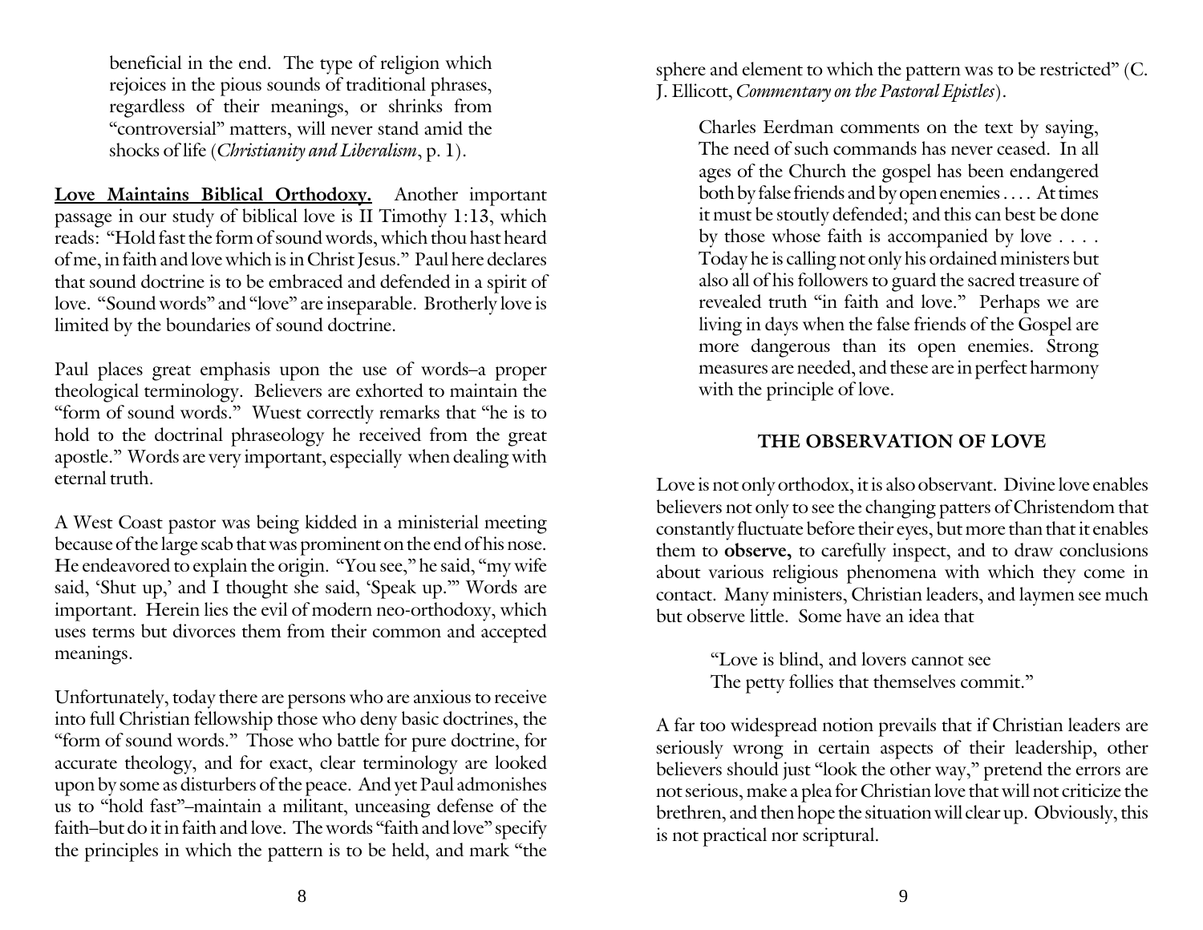> beneficial in the end. The type of religion which rejoices in the pious sounds of traditional phrases, regardless of their meanings, or shrinks from "controversial" matters, will never stand amid the shocks of life (*Christianity and Liberalism*, p. 1).

**Love Maintains Biblical Orthodoxy.** Another important passage in our study of biblical love is II Timothy 1:13, which reads: "Hold fast the form of sound words, which thou hast heard of me, in faith and love which is in Christ Jesus." Paul here declares that sound doctrine is to be embraced and defended in a spirit of love. "Sound words" and "love" are inseparable. Brotherly love is limited by the boundaries of sound doctrine.

Paul places great emphasis upon the use of words–a proper theological terminology. Believers are exhorted to maintain the "form of sound words." Wuest correctly remarks that "he is to hold to the doctrinal phraseology he received from the great apostle." Words are very important, especially when dealing with eternal truth.

A West Coast pastor was being kidded in a ministerial meeting because of the large scab that was prominent on the end of his nose. He endeavored to explain the origin. "You see," he said, "my wife said, 'Shut up,' and I thought she said, 'Speak up.'" Words are important. Herein lies the evil of modern neo-orthodoxy, which uses terms but divorces them from their common and accepted meanings.

Unfortunately, today there are persons who are anxious to receive into full Christian fellowship those who deny basic doctrines, the "form of sound words." Those who battle for pure doctrine, for accurate theology, and for exact, clear terminology are looked upon by some as disturbers of the peace. And yet Paul admonishes us to "hold fast"–maintain a militant, unceasing defense of the faith–but do it in faith and love. The words "faith and love" specify the principles in which the pattern is to be held, and mark "the sphere and element to which the pattern was to be restricted" (C. J. Ellicott, *Commentary on the Pastoral Epistles*).

> Charles Eerdman comments on the text by saying, The need of such commands has never ceased. In all ages of the Church the gospel has been endangered both by false friends and by open enemies . . . . At times it must be stoutly defended; and this can best be done by those whose faith is accompanied by love . . . . Today he is calling not only his ordained ministers but also all of his followers to guard the sacred treasure of revealed truth "in faith and love." Perhaps we are living in days when the false friends of the Gospel are more dangerous than its open enemies. Strong measures are needed, and these are in perfect harmony with the principle of love.

## THE OBSERVATION OF LOVE

Love is not only orthodox, it is also observant. Divine love enables believers not only to see the changing patters of Christendom that constantly fluctuate before their eyes, but more than that it enables them to **observe,** to carefully inspect, and to draw conclusions about various religious phenomena with which they come in contact. Many ministers, Christian leaders, and laymen see much but observe little. Some have an idea that

> "Love is blind, and lovers cannot see
> The petty follies that themselves commit."

A far too widespread notion prevails that if Christian leaders are seriously wrong in certain aspects of their leadership, other believers should just "look the other way," pretend the errors are not serious, make a plea for Christian love that will not criticize the brethren, and then hope the situation will clear up. Obviously, this is not practical nor scriptural.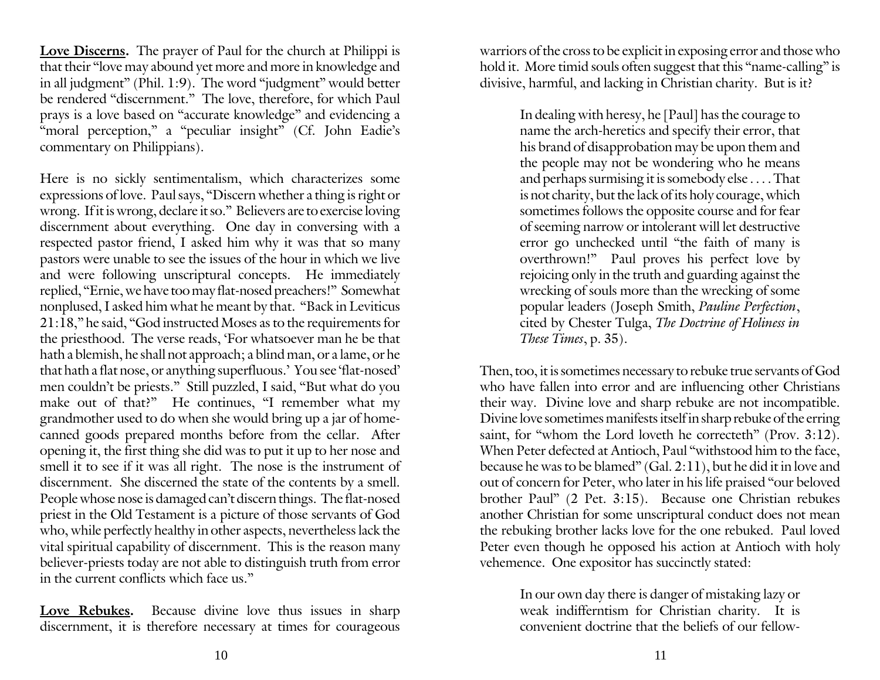**Love Discerns.** The prayer of Paul for the church at Philippi is that their "love may abound yet more and more in knowledge and in all judgment" (Phil. 1:9). The word "judgment" would better be rendered "discernment." The love, therefore, for which Paul prays is a love based on "accurate knowledge" and evidencing a "moral perception," a "peculiar insight" (Cf. John Eadie's commentary on Philippians).

Here is no sickly sentimentalism, which characterizes some expressions of love. Paul says, "Discern whether a thing is right or wrong. If it is wrong, declare it so." Believers are to exercise loving discernment about everything. One day in conversing with a respected pastor friend, I asked him why it was that so many pastors were unable to see the issues of the hour in which we live and were following unscriptural concepts. He immediately replied, "Ernie, we have too may flat-nosed preachers!" Somewhat nonplused, I asked him what he meant by that. "Back in Leviticus 21:18," he said, "God instructed Moses as to the requirements for the priesthood. The verse reads, 'For whatsoever man he be that hath a blemish, he shall not approach; a blind man, or a lame, or he that hath a flat nose, or anything superfluous.' You see 'flat-nosed' men couldn't be priests." Still puzzled, I said, "But what do you make out of that?" He continues, "I remember what my grandmother used to do when she would bring up a jar of home-canned goods prepared months before from the cellar. After opening it, the first thing she did was to put it up to her nose and smell it to see if it was all right. The nose is the instrument of discernment. She discerned the state of the contents by a smell. People whose nose is damaged can't discern things. The flat-nosed priest in the Old Testament is a picture of those servants of God who, while perfectly healthy in other aspects, nevertheless lack the vital spiritual capability of discernment. This is the reason many believer-priests today are not able to distinguish truth from error in the current conflicts which face us."

**Love Rebukes.** Because divine love thus issues in sharp discernment, it is therefore necessary at times for courageous warriors of the cross to be explicit in exposing error and those who hold it. More timid souls often suggest that this "name-calling" is divisive, harmful, and lacking in Christian charity. But is it?

> In dealing with heresy, he [Paul] has the courage to name the arch-heretics and specify their error, that his brand of disapprobation may be upon them and the people may not be wondering who he means and perhaps surmising it is somebody else . . . . That is not charity, but the lack of its holy courage, which sometimes follows the opposite course and for fear of seeming narrow or intolerant will let destructive error go unchecked until "the faith of many is overthrown!" Paul proves his perfect love by rejoicing only in the truth and guarding against the wrecking of souls more than the wrecking of some popular leaders (Joseph Smith, *Pauline Perfection*, cited by Chester Tulga, *The Doctrine of Holiness in These Times*, p. 35).

Then, too, it is sometimes necessary to rebuke true servants of God who have fallen into error and are influencing other Christians their way. Divine love and sharp rebuke are not incompatible. Divine love sometimes manifests itself in sharp rebuke of the erring saint, for "whom the Lord loveth he correcteth" (Prov. 3:12). When Peter defected at Antioch, Paul "withstood him to the face, because he was to be blamed" (Gal. 2:11), but he did it in love and out of concern for Peter, who later in his life praised "our beloved brother Paul" (2 Pet. 3:15). Because one Christian rebukes another Christian for some unscriptural conduct does not mean the rebuking brother lacks love for the one rebuked. Paul loved Peter even though he opposed his action at Antioch with holy vehemence. One expositor has succinctly stated:

> In our own day there is danger of mistaking lazy or weak indifferntism for Christian charity. It is convenient doctrine that the beliefs of our fellow-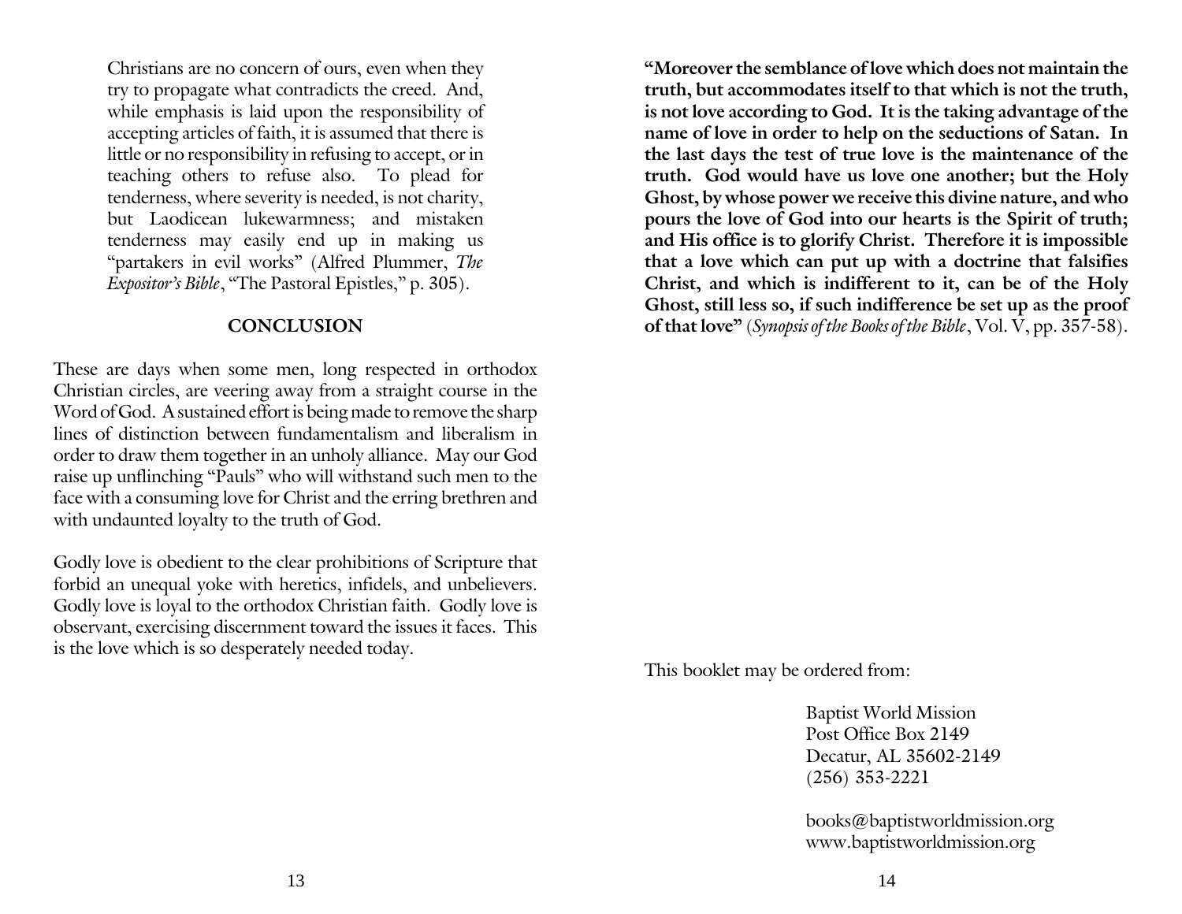Christians are no concern of ours, even when they try to propagate what contradicts the creed. And, while emphasis is laid upon the responsibility of accepting articles of faith, it is assumed that there is little or no responsibility in refusing to accept, or in teaching others to refuse also. To plead for tenderness, where severity is needed, is not charity, but Laodicean lukewarmness; and mistaken tenderness may easily end up in making us "partakers in evil works" (Alfred Plummer, *The Expositor's Bible*, "The Pastoral Epistles," p. 305).

## CONCLUSION

These are days when some men, long respected in orthodox Christian circles, are veering away from a straight course in the Word of God. A sustained effort is being made to remove the sharp lines of distinction between fundamentalism and liberalism in order to draw them together in an unholy alliance. May our God raise up unflinching "Pauls" who will withstand such men to the face with a consuming love for Christ and the erring brethren and with undaunted loyalty to the truth of God.

Godly love is obedient to the clear prohibitions of Scripture that forbid an unequal yoke with heretics, infidels, and unbelievers. Godly love is loyal to the orthodox Christian faith. Godly love is observant, exercising discernment toward the issues it faces. This is the love which is so desperately needed today.

**"Moreover the semblance of love which does not maintain the truth, but accommodates itself to that which is not the truth, is not love according to God. It is the taking advantage of the name of love in order to help on the seductions of Satan. In the last days the test of true love is the maintenance of the truth. God would have us love one another; but the Holy Ghost, by whose power we receive this divine nature, and who pours the love of God into our hearts is the Spirit of truth; and His office is to glorify Christ. Therefore it is impossible that a love which can put up with a doctrine that falsifies Christ, and which is indifferent to it, can be of the Holy Ghost, still less so, if such indifference be set up as the proof of that love"** (*Synopsis of the Books of the Bible*, Vol. V, pp. 357-58).

This booklet may be ordered from:

Baptist World Mission
Post Office Box 2149
Decatur, AL 35602-2149
(256) 353-2221

books@baptistworldmission.org
www.baptistworldmission.org